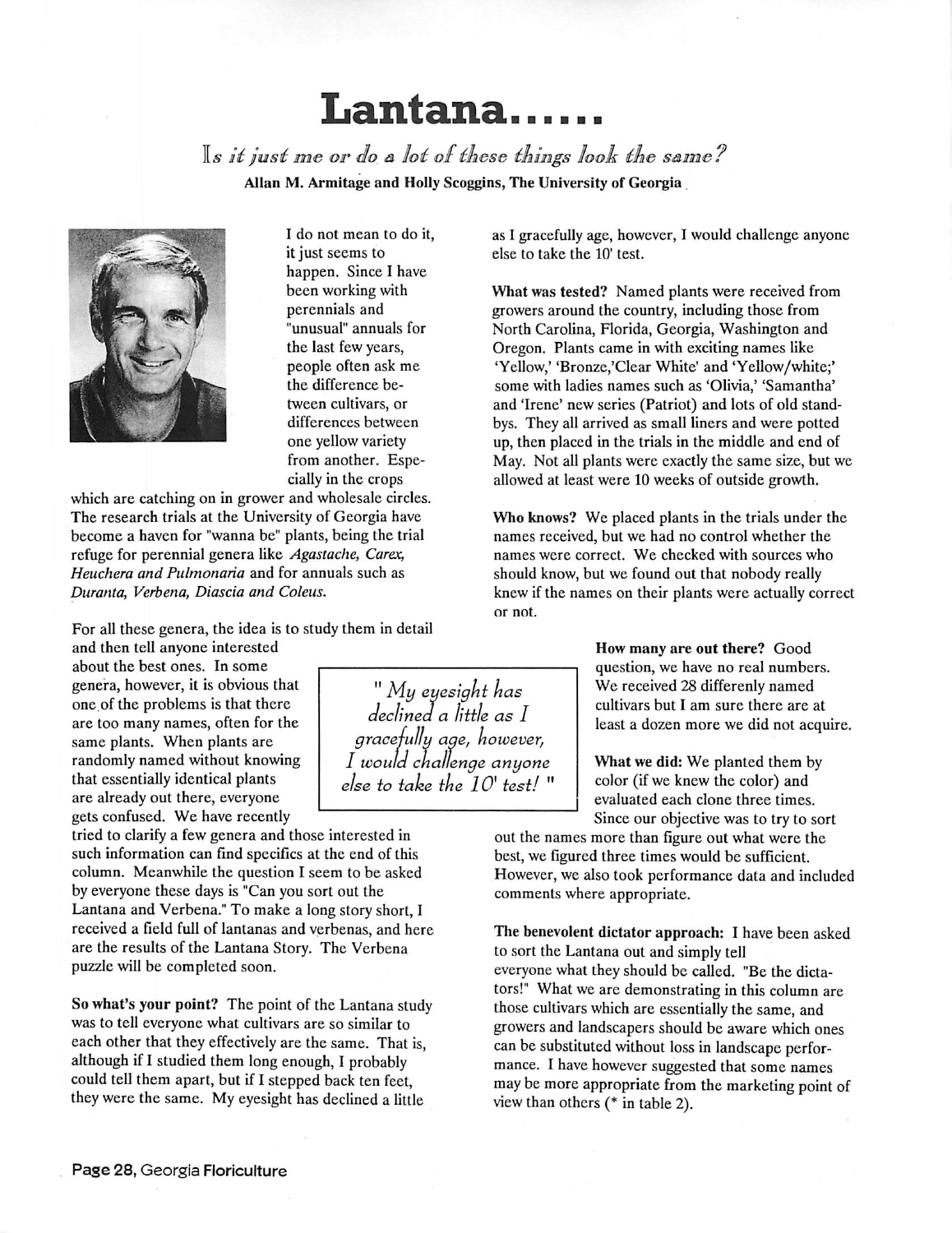# Lantana......

*Is it just me or do a lot of these things look the same?*

**Allan M. Armitage and Holly Scoggins, The University of Georgia**

I do not mean to do it, it just seems to happen. Since I have been working with perennials and "unusual" annuals for the last few years, people often ask me the difference between cultivars, or differences between one yellow variety from another. Especially in the crops which are catching on in grower and wholesale circles. The research trials at the University of Georgia have become a haven for "wanna be" plants, being the trial refuge for perennial genera like *Agastache, Carex, Heuchera and Pulmonaria* and for annuals such as *Duranta, Verbena, Diascia and Coleus.*

For all these genera, the idea is to study them in detail and then tell anyone interested about the best ones. In some genera, however, it is obvious that one of the problems is that there are too many names, often for the same plants. When plants are randomly named without knowing that essentially identical plants are already out there, everyone gets confused. We have recently tried to clarify a few genera and those interested in such information can find specifics at the end of this column. Meanwhile the question I seem to be asked by everyone these days is "Can you sort out the Lantana and Verbena." To make a long story short, I received a field full of lantanas and verbenas, and here are the results of the Lantana Story. The Verbena puzzle will be completed soon.

> *" My eyesight has declined a little as I gracefully age, however, I would challenge anyone else to take the 10' test! "*

**So what's your point?** The point of the Lantana study was to tell everyone what cultivars are so similar to each other that they effectively are the same. That is, although if I studied them long enough, I probably could tell them apart, but if I stepped back ten feet, they were the same. My eyesight has declined a little as I gracefully age, however, I would challenge anyone else to take the 10' test.

**What was tested?** Named plants were received from growers around the country, including those from North Carolina, Florida, Georgia, Washington and Oregon. Plants came in with exciting names like 'Yellow,' 'Bronze,'Clear White' and 'Yellow/white;' some with ladies names such as 'Olivia,' 'Samantha' and 'Irene' new series (Patriot) and lots of old standbys. They all arrived as small liners and were potted up, then placed in the trials in the middle and end of May. Not all plants were exactly the same size, but we allowed at least were 10 weeks of outside growth.

**Who knows?** We placed plants in the trials under the names received, but we had no control whether the names were correct. We checked with sources who should know, but we found out that nobody really knew if the names on their plants were actually correct or not.

**How many are out there?** Good question, we have no real numbers. We received 28 differenly named cultivars but I am sure there are at least a dozen more we did not acquire.

**What we did:** We planted them by color (if we knew the color) and evaluated each clone three times. Since our objective was to try to sort out the names more than figure out what were the best, we figured three times would be sufficient. However, we also took performance data and included comments where appropriate.

**The benevolent dictator approach:** I have been asked to sort the Lantana out and simply tell everyone what they should be called. "Be the dictators!" What we are demonstrating in this column are those cultivars which are essentially the same, and growers and landscapers should be aware which ones can be substituted without loss in landscape performance. I have however suggested that some names may be more appropriate from the marketing point of view than others (* in table 2).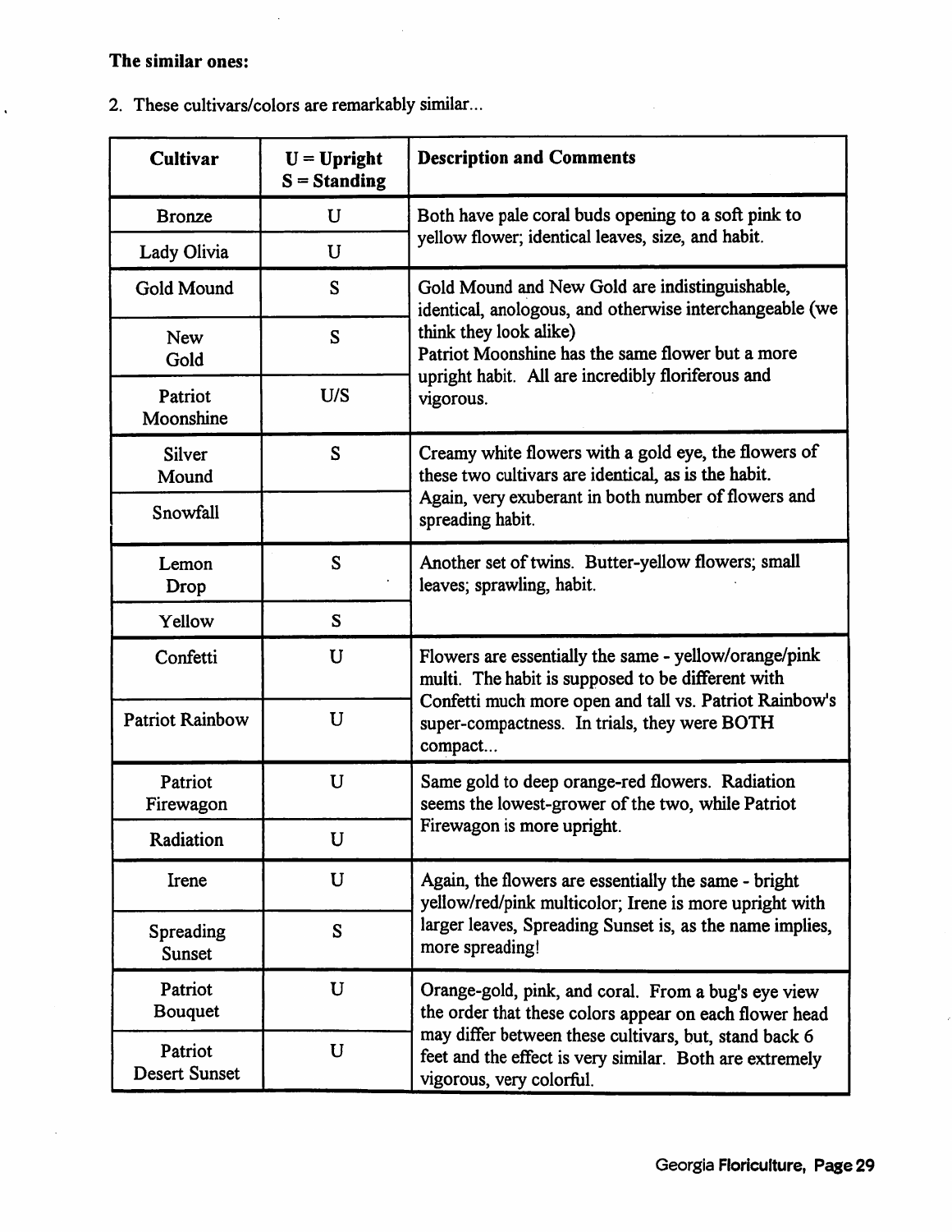**The similar ones:**

2. These cultivars/colors are remarkably similar...

| Cultivar | U = Upright S = Standing | Description and Comments |
|---|---|---|
| Bronze | U | Both have pale coral buds opening to a soft pink to yellow flower; identical leaves, size, and habit. |
| Lady Olivia | U | |
| Gold Mound | S | Gold Mound and New Gold are indistinguishable, identical, anologous, and otherwise interchangeable (we think they look alike) Patriot Moonshine has the same flower but a more upright habit. All are incredibly floriferous and vigorous. |
| New Gold | S | |
| Patriot Moonshine | U/S | |
| Silver Mound | S | Creamy white flowers with a gold eye, the flowers of these two cultivars are identical, as is the habit. Again, very exuberant in both number of flowers and spreading habit. |
| Snowfall | | |
| Lemon Drop | S | Another set of twins. Butter-yellow flowers; small leaves; sprawling, habit. |
| Yellow | S | |
| Confetti | U | Flowers are essentially the same - yellow/orange/pink multi. The habit is supposed to be different with Confetti much more open and tall vs. Patriot Rainbow's super-compactness. In trials, they were BOTH compact... |
| Patriot Rainbow | U | |
| Patriot Firewagon | U | Same gold to deep orange-red flowers. Radiation seems the lowest-grower of the two, while Patriot Firewagon is more upright. |
| Radiation | U | |
| Irene | U | Again, the flowers are essentially the same - bright yellow/red/pink multicolor; Irene is more upright with larger leaves, Spreading Sunset is, as the name implies, more spreading! |
| Spreading Sunset | S | |
| Patriot Bouquet | U | Orange-gold, pink, and coral. From a bug's eye view the order that these colors appear on each flower head may differ between these cultivars, but, stand back 6 feet and the effect is very similar. Both are extremely vigorous, very colorful. |
| Patriot Desert Sunset | U | |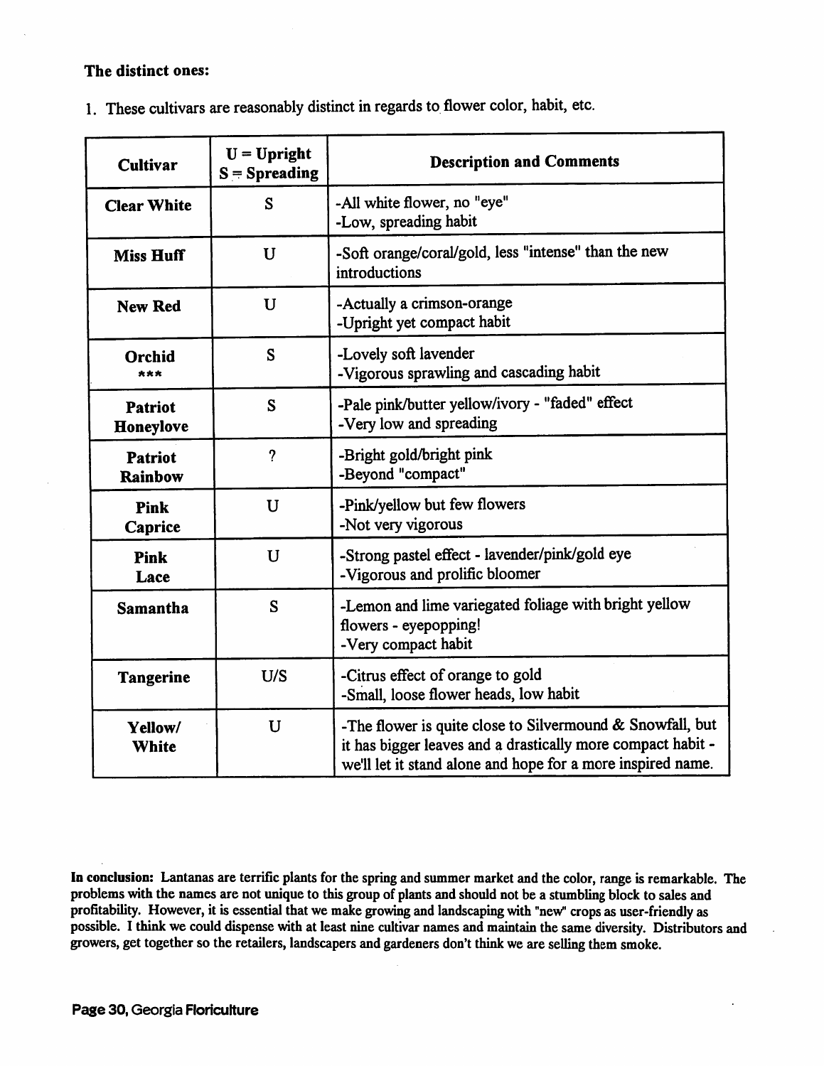**The distinct ones:**

1. These cultivars are reasonably distinct in regards to flower color, habit, etc.

| Cultivar | U = Upright S = Spreading | Description and Comments |
|---|---|---|
| **Clear White** | S | -All white flower, no "eye"<br>-Low, spreading habit |
| **Miss Huff** | U | -Soft orange/coral/gold, less "intense" than the new introductions |
| **New Red** | U | -Actually a crimson-orange<br>-Upright yet compact habit |
| **Orchid** *** | S | -Lovely soft lavender<br>-Vigorous sprawling and cascading habit |
| **Patriot Honeylove** | S | -Pale pink/butter yellow/ivory - "faded" effect<br>-Very low and spreading |
| **Patriot Rainbow** | ? | -Bright gold/bright pink<br>-Beyond "compact" |
| **Pink Caprice** | U | -Pink/yellow but few flowers<br>-Not very vigorous |
| **Pink Lace** | U | -Strong pastel effect - lavender/pink/gold eye<br>-Vigorous and prolific bloomer |
| **Samantha** | S | -Lemon and lime variegated foliage with bright yellow flowers - eyepopping!<br>-Very compact habit |
| **Tangerine** | U/S | -Citrus effect of orange to gold<br>-Small, loose flower heads, low habit |
| **Yellow/ White** | U | -The flower is quite close to Silvermound & Snowfall, but it has bigger leaves and a drastically more compact habit - we'll let it stand alone and hope for a more inspired name. |

**In conclusion: Lantanas are terrific plants for the spring and summer market and the color, range is remarkable. The problems with the names are not unique to this group of plants and should not be a stumbling block to sales and profitability. However, it is essential that we make growing and landscaping with "new" crops as user-friendly as possible. I think we could dispense with at least nine cultivar names and maintain the same diversity. Distributors and growers, get together so the retailers, landscapers and gardeners don't think we are selling them smoke.**